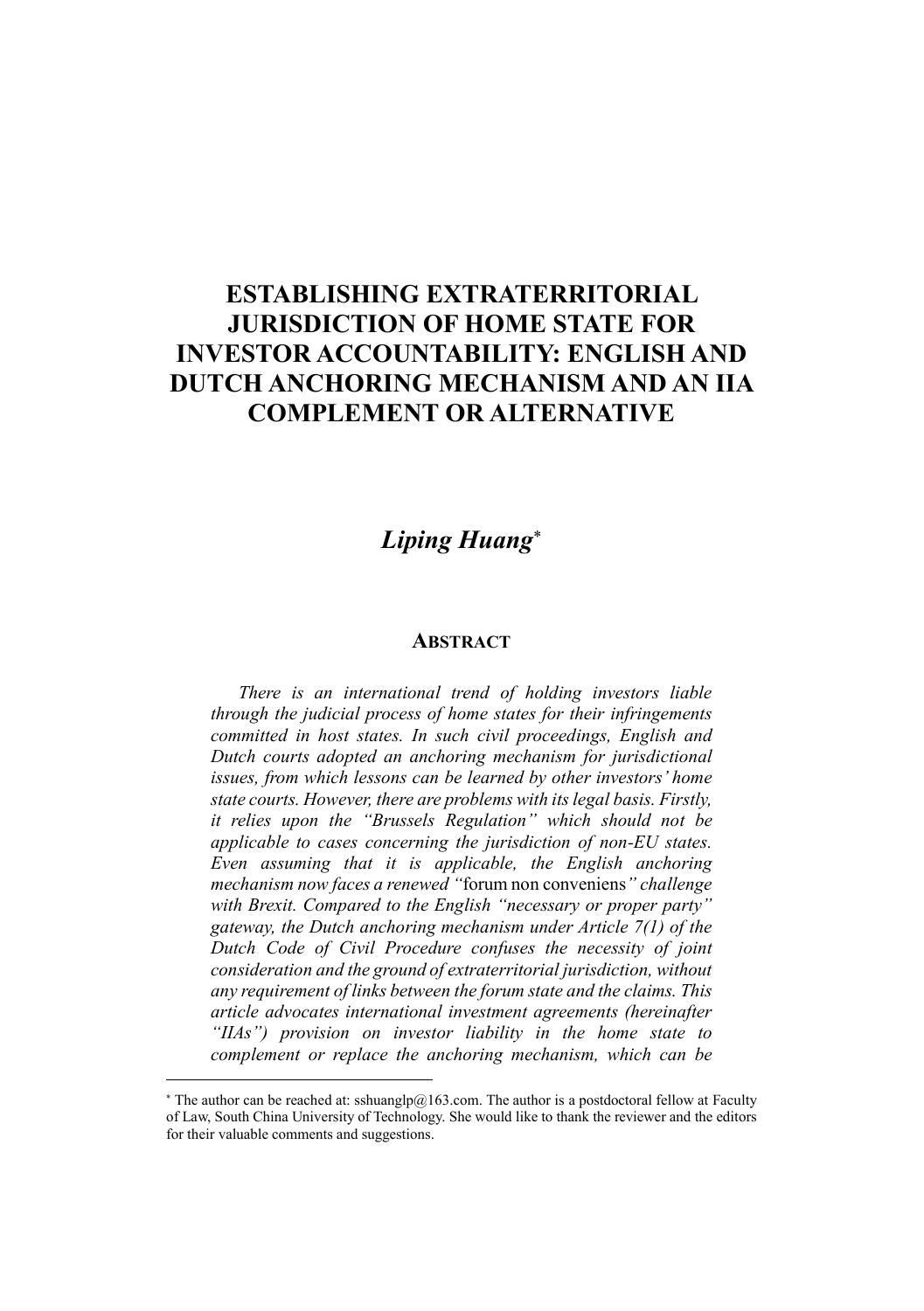# ESTABLISHING EXTRATERRITORIAL JURISDICTION OF HOME STATE FOR INVESTOR ACCOUNTABILITY: ENGLISH AND DUTCH ANCHORING MECHANISM AND AN IIA COMPLEMENT OR ALTERNATIVE

***Liping Huang*****[*]

## ABSTRACT

*There is an international trend of holding investors liable through the judicial process of home states for their infringements committed in host states. In such civil proceedings, English and Dutch courts adopted an anchoring mechanism for jurisdictional issues, from which lessons can be learned by other investors' home state courts. However, there are problems with its legal basis. Firstly, it relies upon the "Brussels Regulation" which should not be applicable to cases concerning the jurisdiction of non-EU states. Even assuming that it is applicable, the English anchoring mechanism now faces a renewed "*forum non conveniens*" challenge with Brexit. Compared to the English "necessary or proper party" gateway, the Dutch anchoring mechanism under Article 7(1) of the Dutch Code of Civil Procedure confuses the necessity of joint consideration and the ground of extraterritorial jurisdiction, without any requirement of links between the forum state and the claims. This article advocates international investment agreements (hereinafter "IIAs") provision on investor liability in the home state to complement or replace the anchoring mechanism, which can be*

---

[*] The author can be reached at: sshuanglp@163.com. The author is a postdoctoral fellow at Faculty of Law, South China University of Technology. She would like to thank the reviewer and the editors for their valuable comments and suggestions.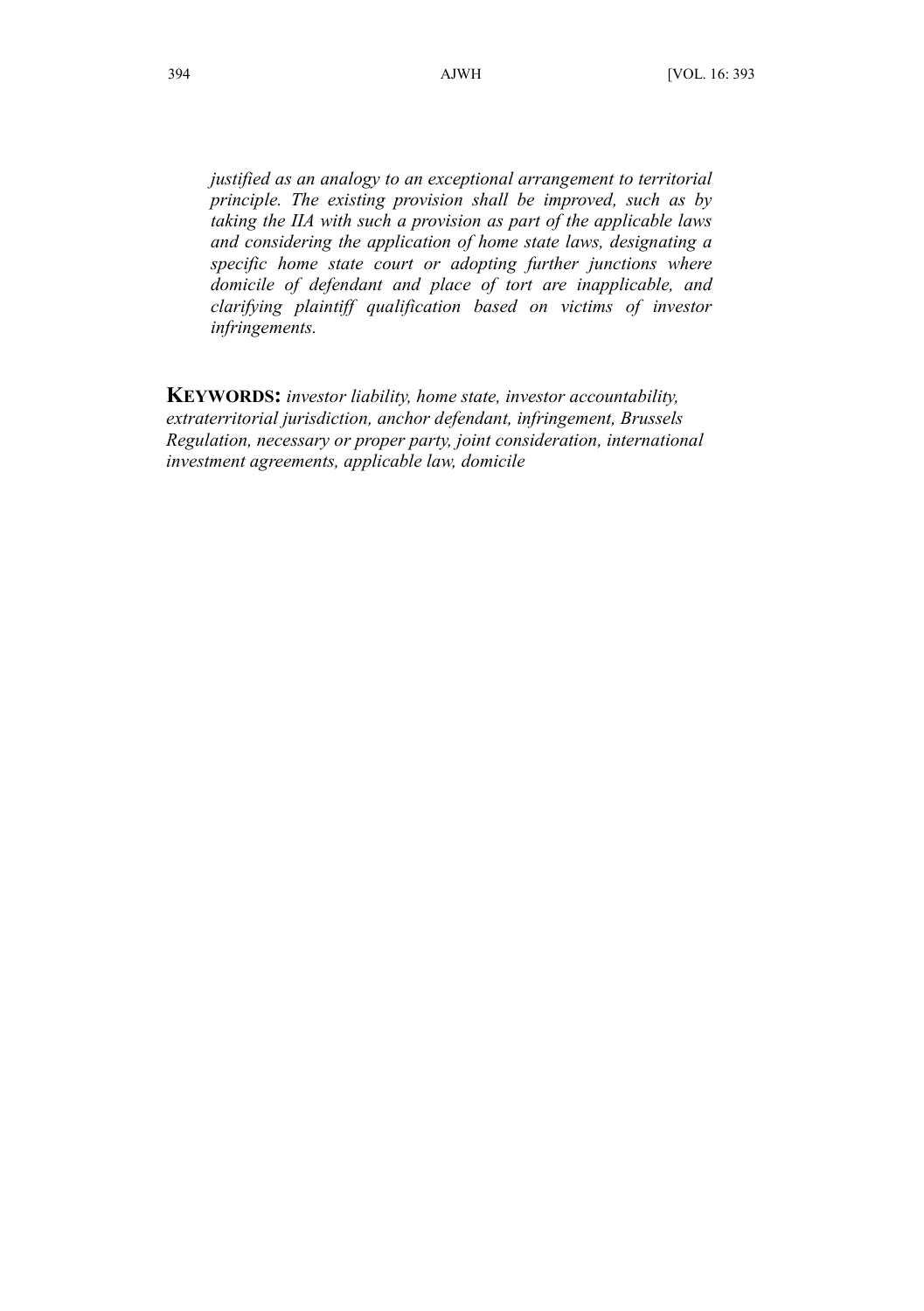*justified as an analogy to an exceptional arrangement to territorial principle. The existing provision shall be improved, such as by taking the IIA with such a provision as part of the applicable laws and considering the application of home state laws, designating a specific home state court or adopting further junctions where domicile of defendant and place of tort are inapplicable, and clarifying plaintiff qualification based on victims of investor infringements.*

**KEYWORDS:** *investor liability, home state, investor accountability, extraterritorial jurisdiction, anchor defendant, infringement, Brussels Regulation, necessary or proper party, joint consideration, international investment agreements, applicable law, domicile*